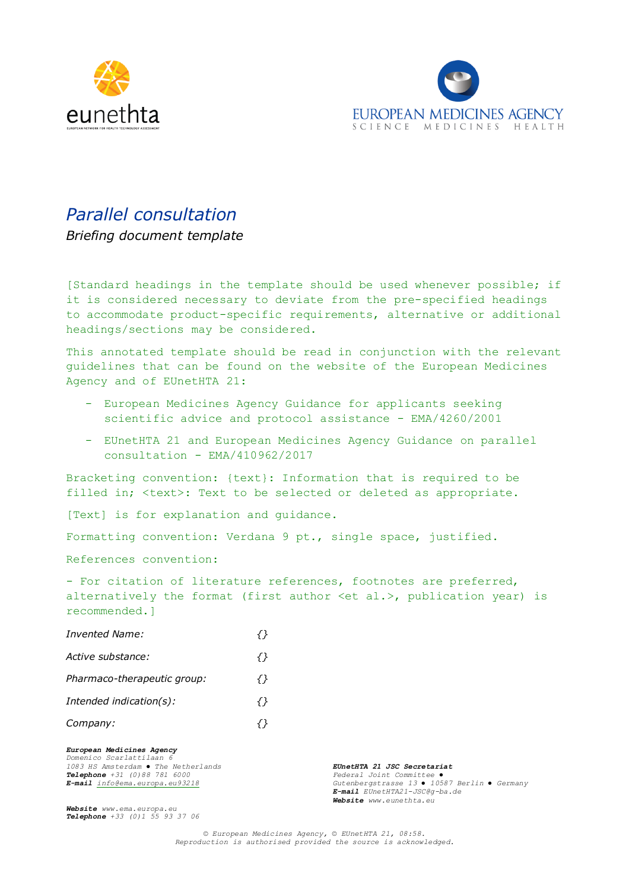# *Parallel consultation*

*Briefing document template*

[Standard headings in the template should be used whenever possible; if it is considered necessary to deviate from the pre-specified headings to accommodate product-specific requirements, alternative or additional headings/sections may be considered.

This annotated template should be read in conjunction with the relevant guidelines that can be found on the website of the European Medicines Agency and of EUnetHTA 21:

- European Medicines Agency Guidance for applicants seeking scientific advice and protocol assistance - EMA/4260/2001
- EUnetHTA 21 and European Medicines Agency Guidance on parallel consultation - EMA/410962/2017

Bracketing convention: {text}: Information that is required to be filled in; <text>: Text to be selected or deleted as appropriate.

[Text] is for explanation and guidance.

Formatting convention: Verdana 9 pt., single space, justified.

References convention:

- For citation of literature references, footnotes are preferred, alternatively the format (first author <et al.>, publication year) is recommended.]

| | |
|---|---|
| *Invented Name:* | *{}* |
| *Active substance:* | *{}* |
| *Pharmaco-therapeutic group:* | *{}* |
| *Intended indication(s):* | *{}* |
| *Company:* | *{}* |

**European Medicines Agency**
Domenico Scarlattilaan 6
1083 HS Amsterdam ● The Netherlands
**Telephone** +31 (0)88 781 6000
**E-mail** info@ema.europa.eu93218

**Website** www.ema.europa.eu
**Telephone** +33 (0)1 55 93 37 06

**EUnetHTA 21 JSC Secretariat**
Federal Joint Committee ●
Gutenbergstrasse 13 ● 10587 Berlin ● Germany
**E-mail** EUnetHTA21-JSC@g-ba.de
**Website** www.eunethta.eu

© European Medicines Agency, © EUnetHTA 21, 08:58.
Reproduction is authorised provided the source is acknowledged.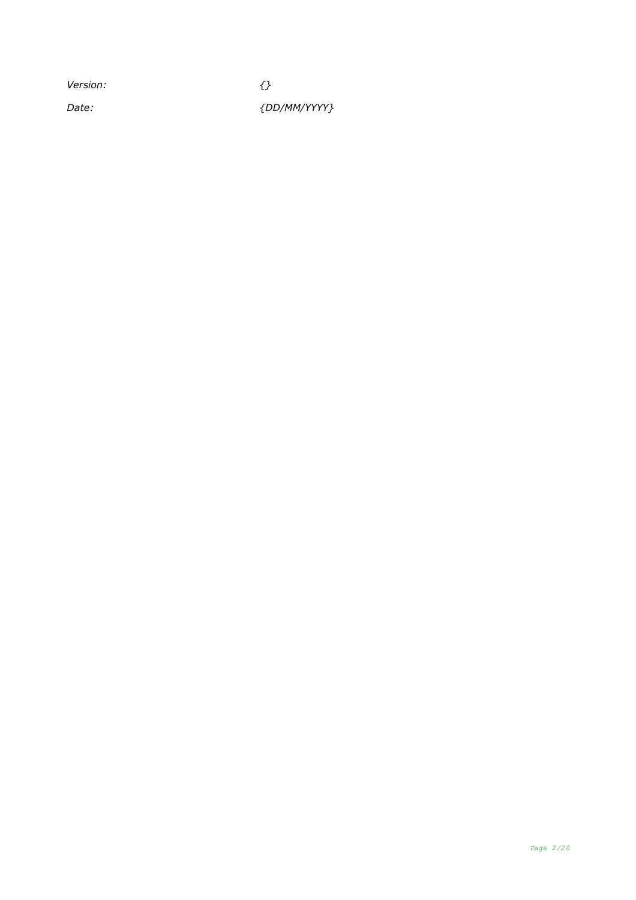| | |
|---|---|
| *Version:* | *{}* |
| *Date:* | *{DD/MM/YYYY}* |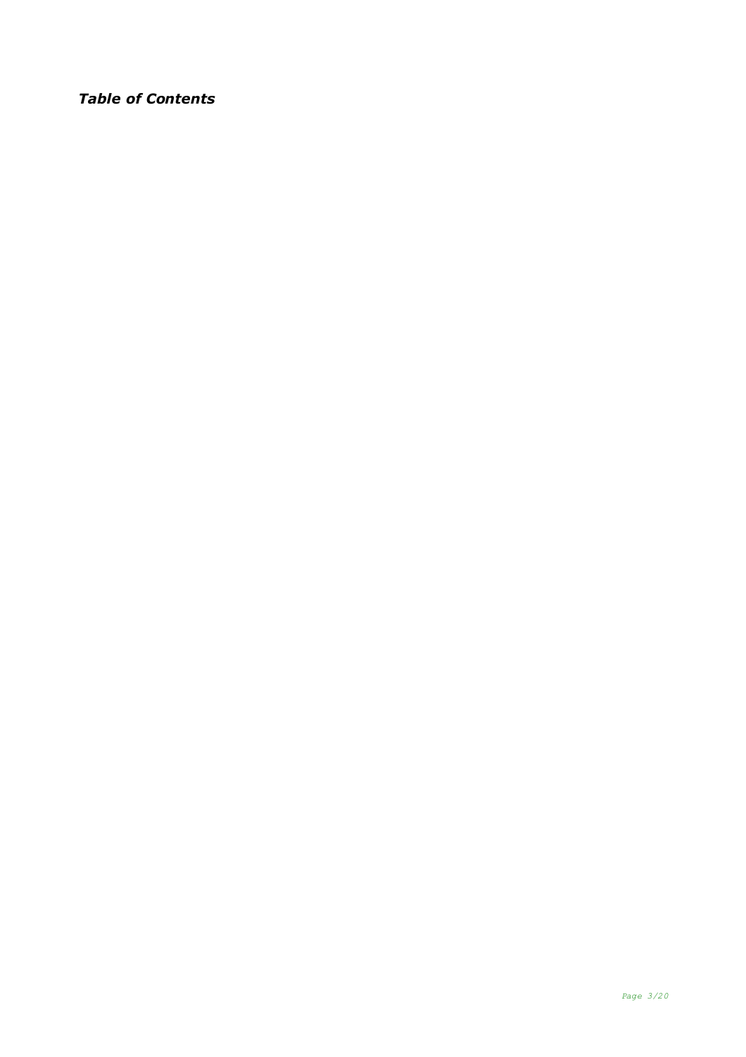***Table of Contents***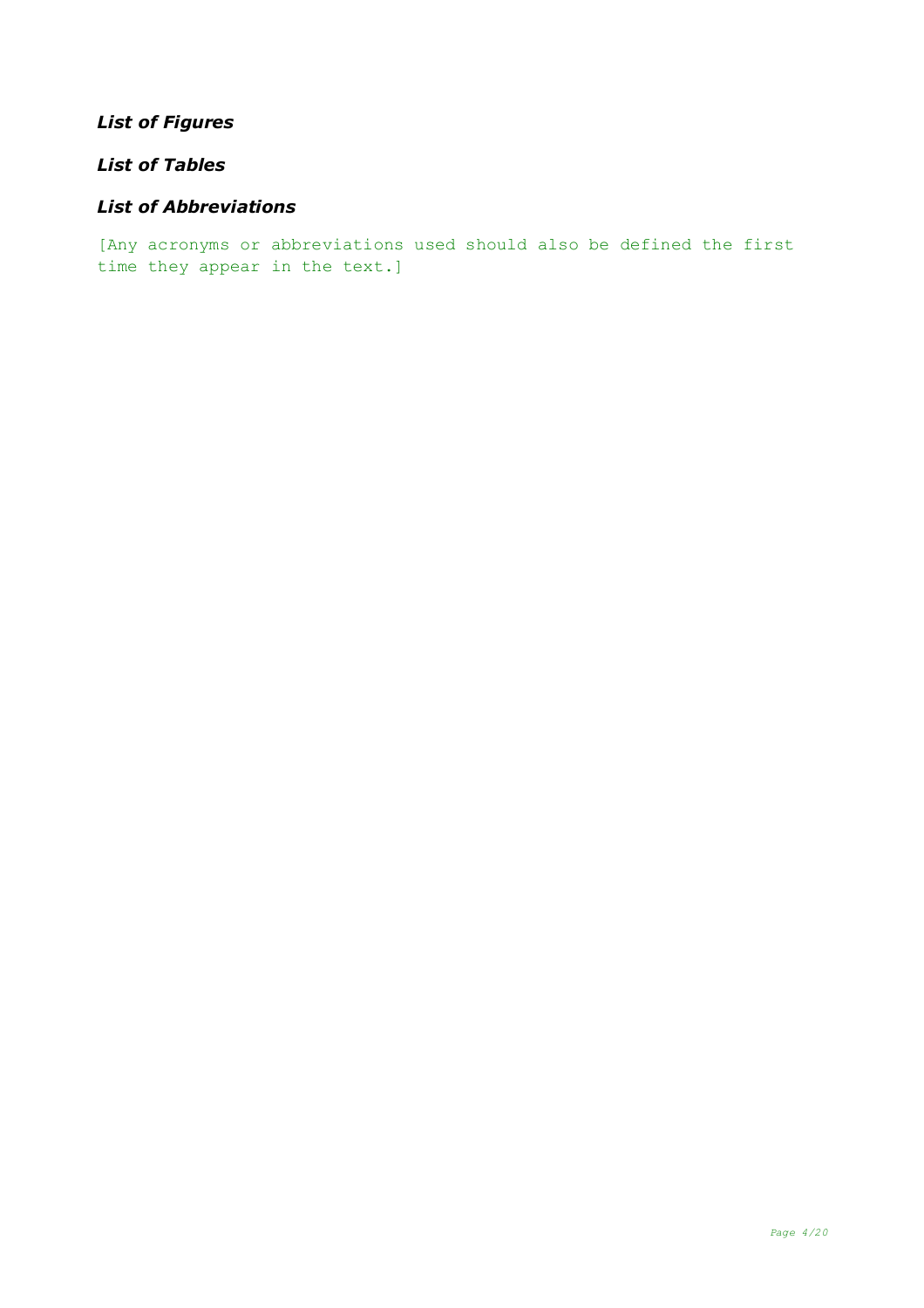## *List of Figures*

## *List of Tables*

## *List of Abbreviations*

[Any acronyms or abbreviations used should also be defined the first time they appear in the text.]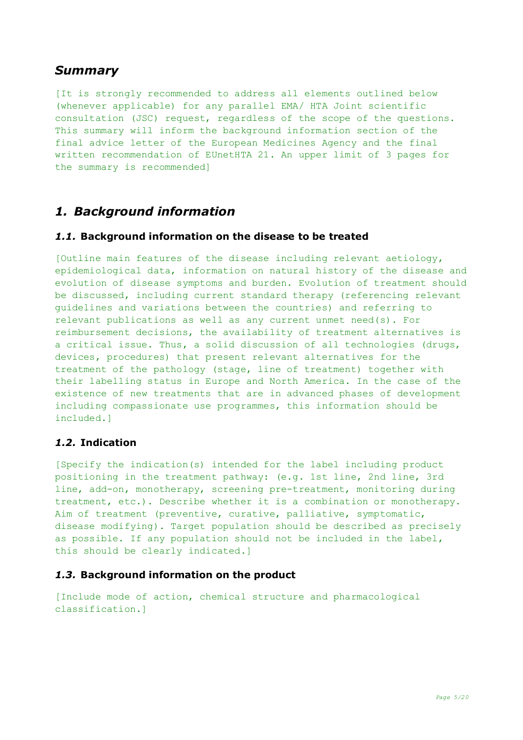## *Summary*

[It is strongly recommended to address all elements outlined below (whenever applicable) for any parallel EMA/ HTA Joint scientific consultation (JSC) request, regardless of the scope of the questions. This summary will inform the background information section of the final advice letter of the European Medicines Agency and the final written recommendation of EUnetHTA 21. An upper limit of 3 pages for the summary is recommended]

## *1. Background information*

### *1.1.* Background information on the disease to be treated

[Outline main features of the disease including relevant aetiology, epidemiological data, information on natural history of the disease and evolution of disease symptoms and burden. Evolution of treatment should be discussed, including current standard therapy (referencing relevant guidelines and variations between the countries) and referring to relevant publications as well as any current unmet need(s). For reimbursement decisions, the availability of treatment alternatives is a critical issue. Thus, a solid discussion of all technologies (drugs, devices, procedures) that present relevant alternatives for the treatment of the pathology (stage, line of treatment) together with their labelling status in Europe and North America. In the case of the existence of new treatments that are in advanced phases of development including compassionate use programmes, this information should be included.]

### *1.2.* Indication

[Specify the indication(s) intended for the label including product positioning in the treatment pathway: (e.g. 1st line, 2nd line, 3rd line, add-on, monotherapy, screening pre-treatment, monitoring during treatment, etc.). Describe whether it is a combination or monotherapy. Aim of treatment (preventive, curative, palliative, symptomatic, disease modifying). Target population should be described as precisely as possible. If any population should not be included in the label, this should be clearly indicated.]

### *1.3.* Background information on the product

[Include mode of action, chemical structure and pharmacological classification.]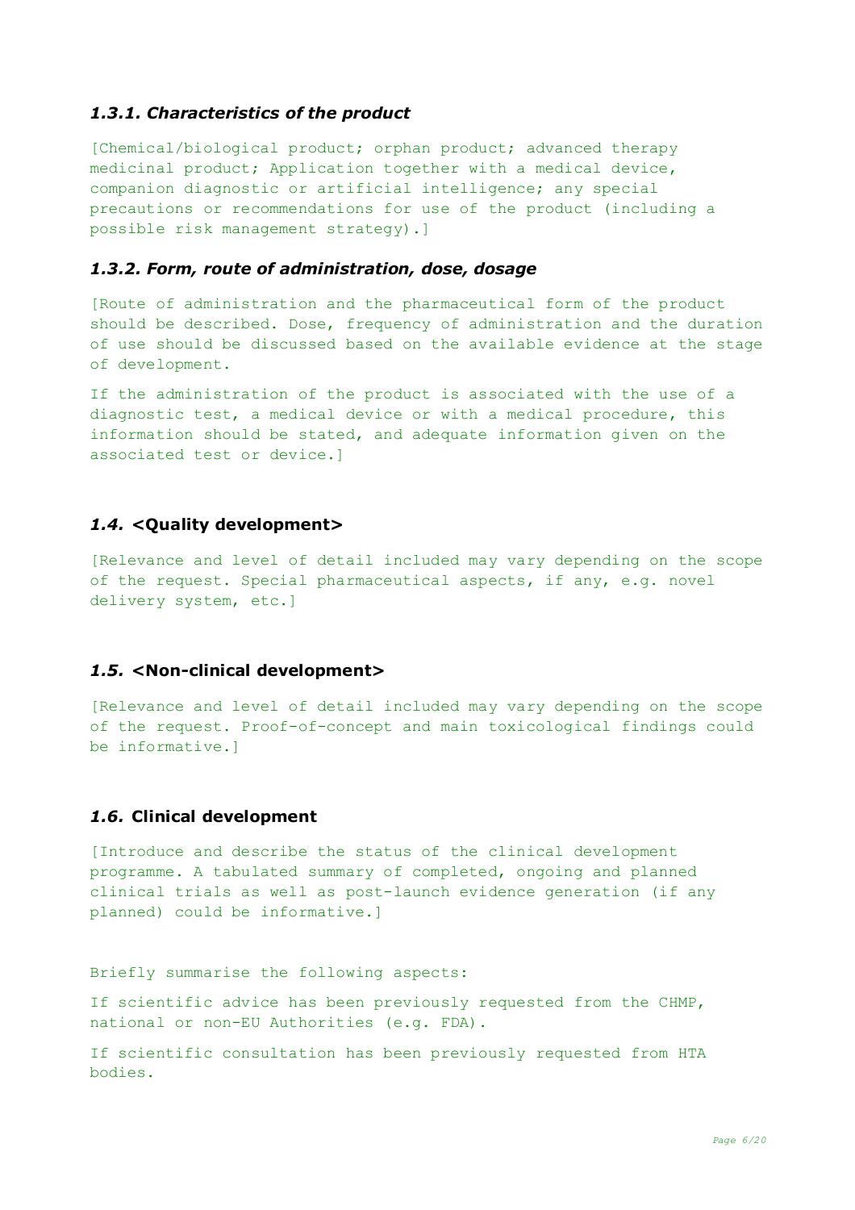#### *1.3.1. Characteristics of the product*

[Chemical/biological product; orphan product; advanced therapy medicinal product; Application together with a medical device, companion diagnostic or artificial intelligence; any special precautions or recommendations for use of the product (including a possible risk management strategy).]

#### *1.3.2. Form, route of administration, dose, dosage*

[Route of administration and the pharmaceutical form of the product should be described. Dose, frequency of administration and the duration of use should be discussed based on the available evidence at the stage of development.

If the administration of the product is associated with the use of a diagnostic test, a medical device or with a medical procedure, this information should be stated, and adequate information given on the associated test or device.]

### *1.4.* <Quality development>

[Relevance and level of detail included may vary depending on the scope of the request. Special pharmaceutical aspects, if any, e.g. novel delivery system, etc.]

### *1.5.* <Non-clinical development>

[Relevance and level of detail included may vary depending on the scope of the request. Proof-of-concept and main toxicological findings could be informative.]

### *1.6.* Clinical development

[Introduce and describe the status of the clinical development programme. A tabulated summary of completed, ongoing and planned clinical trials as well as post-launch evidence generation (if any planned) could be informative.]

Briefly summarise the following aspects:

If scientific advice has been previously requested from the CHMP, national or non-EU Authorities (e.g. FDA).

If scientific consultation has been previously requested from HTA bodies.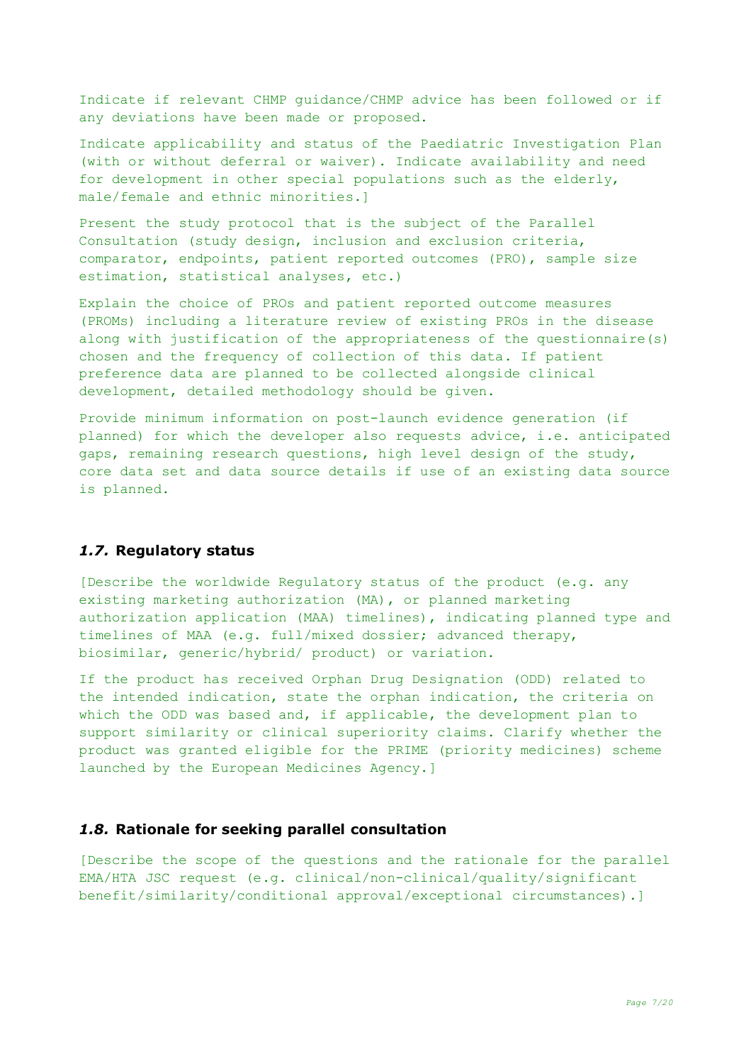Indicate if relevant CHMP guidance/CHMP advice has been followed or if any deviations have been made or proposed.

Indicate applicability and status of the Paediatric Investigation Plan (with or without deferral or waiver). Indicate availability and need for development in other special populations such as the elderly, male/female and ethnic minorities.]

Present the study protocol that is the subject of the Parallel Consultation (study design, inclusion and exclusion criteria, comparator, endpoints, patient reported outcomes (PRO), sample size estimation, statistical analyses, etc.)

Explain the choice of PROs and patient reported outcome measures (PROMs) including a literature review of existing PROs in the disease along with justification of the appropriateness of the questionnaire(s) chosen and the frequency of collection of this data. If patient preference data are planned to be collected alongside clinical development, detailed methodology should be given.

Provide minimum information on post-launch evidence generation (if planned) for which the developer also requests advice, i.e. anticipated gaps, remaining research questions, high level design of the study, core data set and data source details if use of an existing data source is planned.

### *1.7.* Regulatory status

[Describe the worldwide Regulatory status of the product (e.g. any existing marketing authorization (MA), or planned marketing authorization application (MAA) timelines), indicating planned type and timelines of MAA (e.g. full/mixed dossier; advanced therapy, biosimilar, generic/hybrid/ product) or variation.

If the product has received Orphan Drug Designation (ODD) related to the intended indication, state the orphan indication, the criteria on which the ODD was based and, if applicable, the development plan to support similarity or clinical superiority claims. Clarify whether the product was granted eligible for the PRIME (priority medicines) scheme launched by the European Medicines Agency.]

### *1.8.* Rationale for seeking parallel consultation

[Describe the scope of the questions and the rationale for the parallel EMA/HTA JSC request (e.g. clinical/non-clinical/quality/significant benefit/similarity/conditional approval/exceptional circumstances).]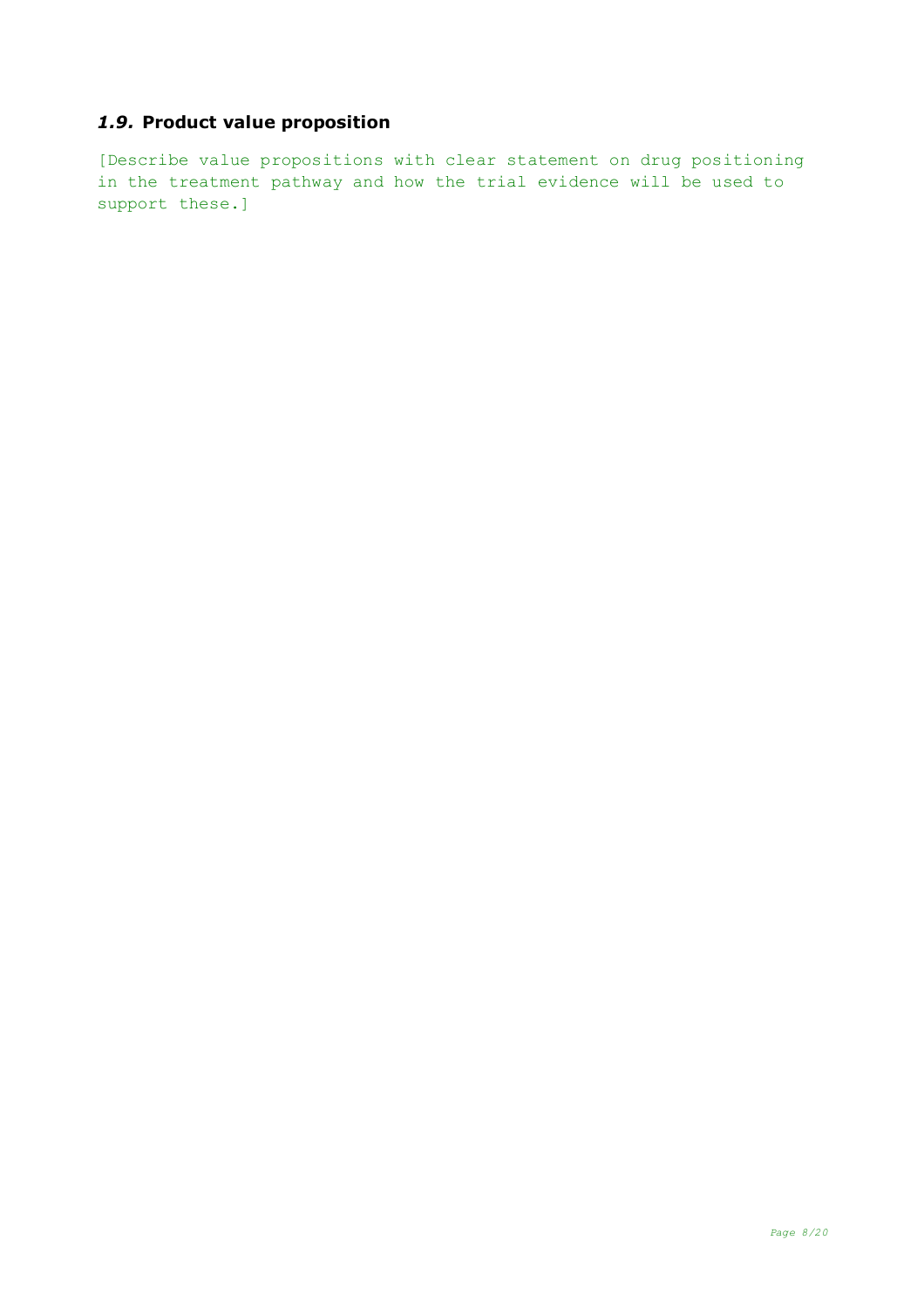### *1.9.* Product value proposition

[Describe value propositions with clear statement on drug positioning in the treatment pathway and how the trial evidence will be used to support these.]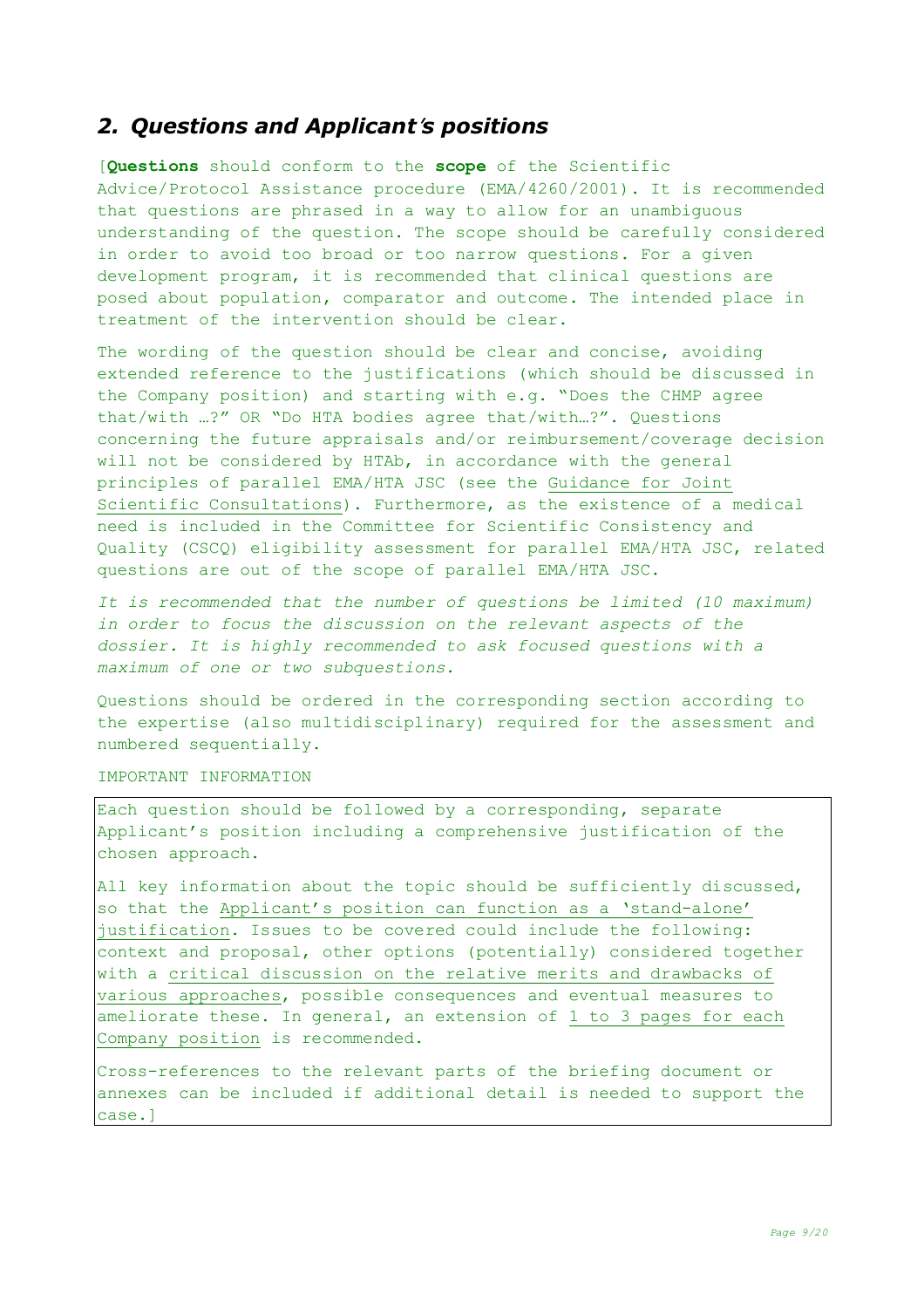## 2. *Questions and Applicant's positions*

[**Questions** should conform to the **scope** of the Scientific Advice/Protocol Assistance procedure (EMA/4260/2001). It is recommended that questions are phrased in a way to allow for an unambiguous understanding of the question. The scope should be carefully considered in order to avoid too broad or too narrow questions. For a given development program, it is recommended that clinical questions are posed about population, comparator and outcome. The intended place in treatment of the intervention should be clear.

The wording of the question should be clear and concise, avoiding extended reference to the justifications (which should be discussed in the Company position) and starting with e.g. "Does the CHMP agree that/with …?" OR "Do HTA bodies agree that/with…?". Questions concerning the future appraisals and/or reimbursement/coverage decision will not be considered by HTAb, in accordance with the general principles of parallel EMA/HTA JSC (see the Guidance for Joint Scientific Consultations). Furthermore, as the existence of a medical need is included in the Committee for Scientific Consistency and Quality (CSCQ) eligibility assessment for parallel EMA/HTA JSC, related questions are out of the scope of parallel EMA/HTA JSC.

*It is recommended that the number of questions be limited (10 maximum) in order to focus the discussion on the relevant aspects of the dossier. It is highly recommended to ask focused questions with a maximum of one or two subquestions.*

Questions should be ordered in the corresponding section according to the expertise (also multidisciplinary) required for the assessment and numbered sequentially.

IMPORTANT INFORMATION

Each question should be followed by a corresponding, separate Applicant's position including a comprehensive justification of the chosen approach.

All key information about the topic should be sufficiently discussed, so that the Applicant's position can function as a 'stand-alone' justification. Issues to be covered could include the following: context and proposal, other options (potentially) considered together with a critical discussion on the relative merits and drawbacks of various approaches, possible consequences and eventual measures to ameliorate these. In general, an extension of 1 to 3 pages for each Company position is recommended.

Cross-references to the relevant parts of the briefing document or annexes can be included if additional detail is needed to support the case.]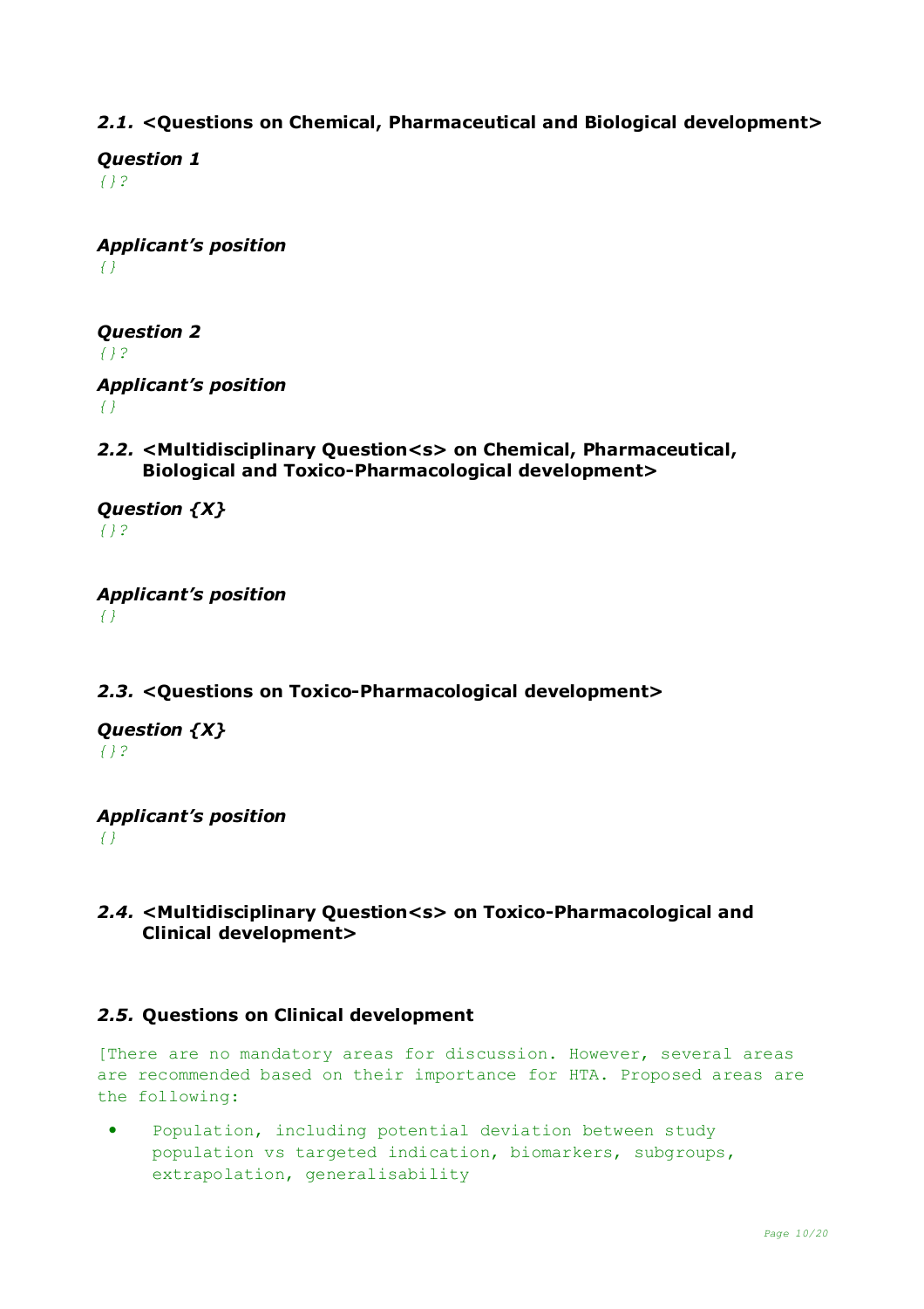### *2.1.* <Questions on Chemical, Pharmaceutical and Biological development>

***Question 1***

*{}?*

***Applicant's position***

*{}*

***Question 2***

*{}?*

***Applicant's position***

*{}*

### *2.2.* <Multidisciplinary Question<s> on Chemical, Pharmaceutical, Biological and Toxico-Pharmacological development>

***Question {X}***

*{}?*

***Applicant's position***

*{}*

### *2.3.* <Questions on Toxico-Pharmacological development>

***Question {X}***

*{}?*

***Applicant's position***

*{}*

### *2.4.* <Multidisciplinary Question<s> on Toxico-Pharmacological and Clinical development>

### *2.5.* Questions on Clinical development

[There are no mandatory areas for discussion. However, several areas are recommended based on their importance for HTA. Proposed areas are the following:

- Population, including potential deviation between study population vs targeted indication, biomarkers, subgroups, extrapolation, generalisability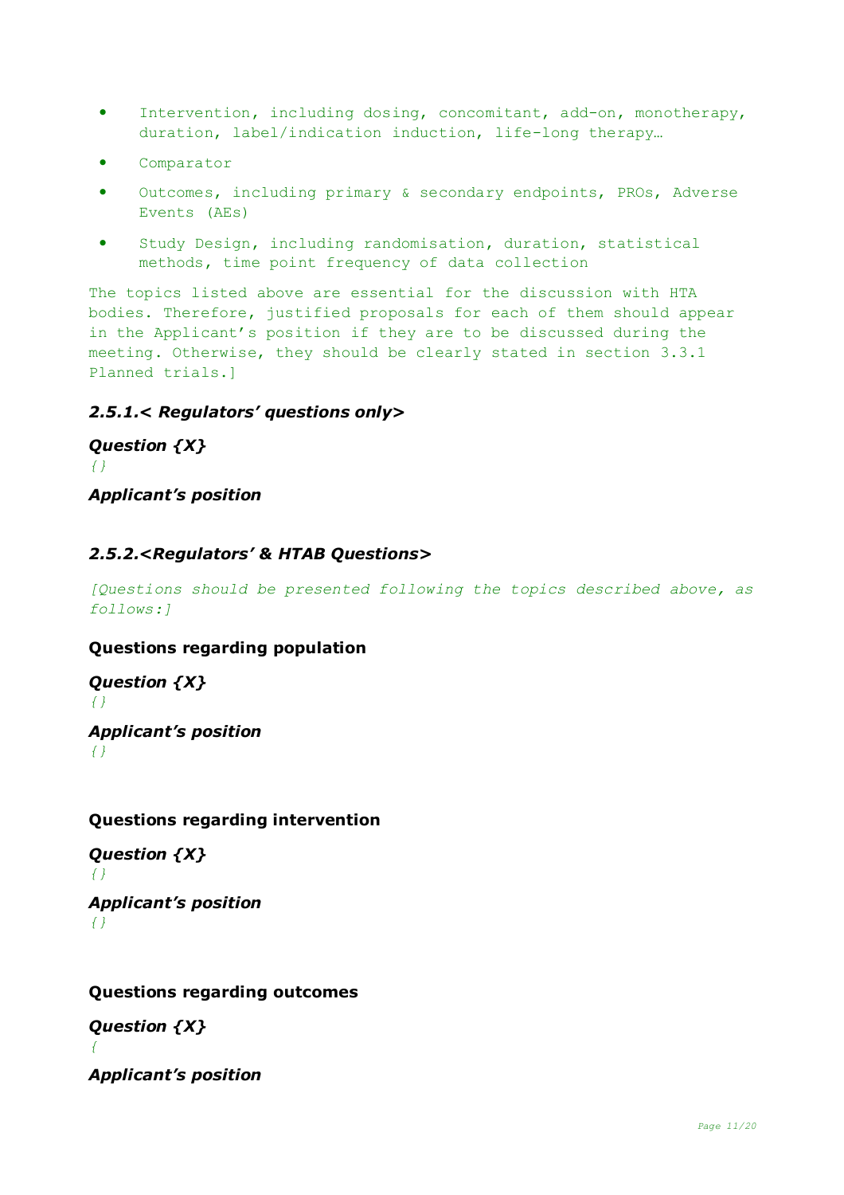- Intervention, including dosing, concomitant, add-on, monotherapy, duration, label/indication induction, life-long therapy…
- Comparator
- Outcomes, including primary & secondary endpoints, PROs, Adverse Events (AEs)
- Study Design, including randomisation, duration, statistical methods, time point frequency of data collection

The topics listed above are essential for the discussion with HTA bodies. Therefore, justified proposals for each of them should appear in the Applicant's position if they are to be discussed during the meeting. Otherwise, they should be clearly stated in section 3.3.1 Planned trials.]

### *2.5.1.< Regulators' questions only>*

***Question {X}***

*{}*

***Applicant's position***

### *2.5.2.<Regulators' & HTAB Questions>*

*[Questions should be presented following the topics described above, as follows:]*

**Questions regarding population**

***Question {X}***

*{}*

***Applicant's position***

*{}*

**Questions regarding intervention**

***Question {X}***

*{}*

***Applicant's position***

*{}*

**Questions regarding outcomes**

***Question {X}***

*{*

***Applicant's position***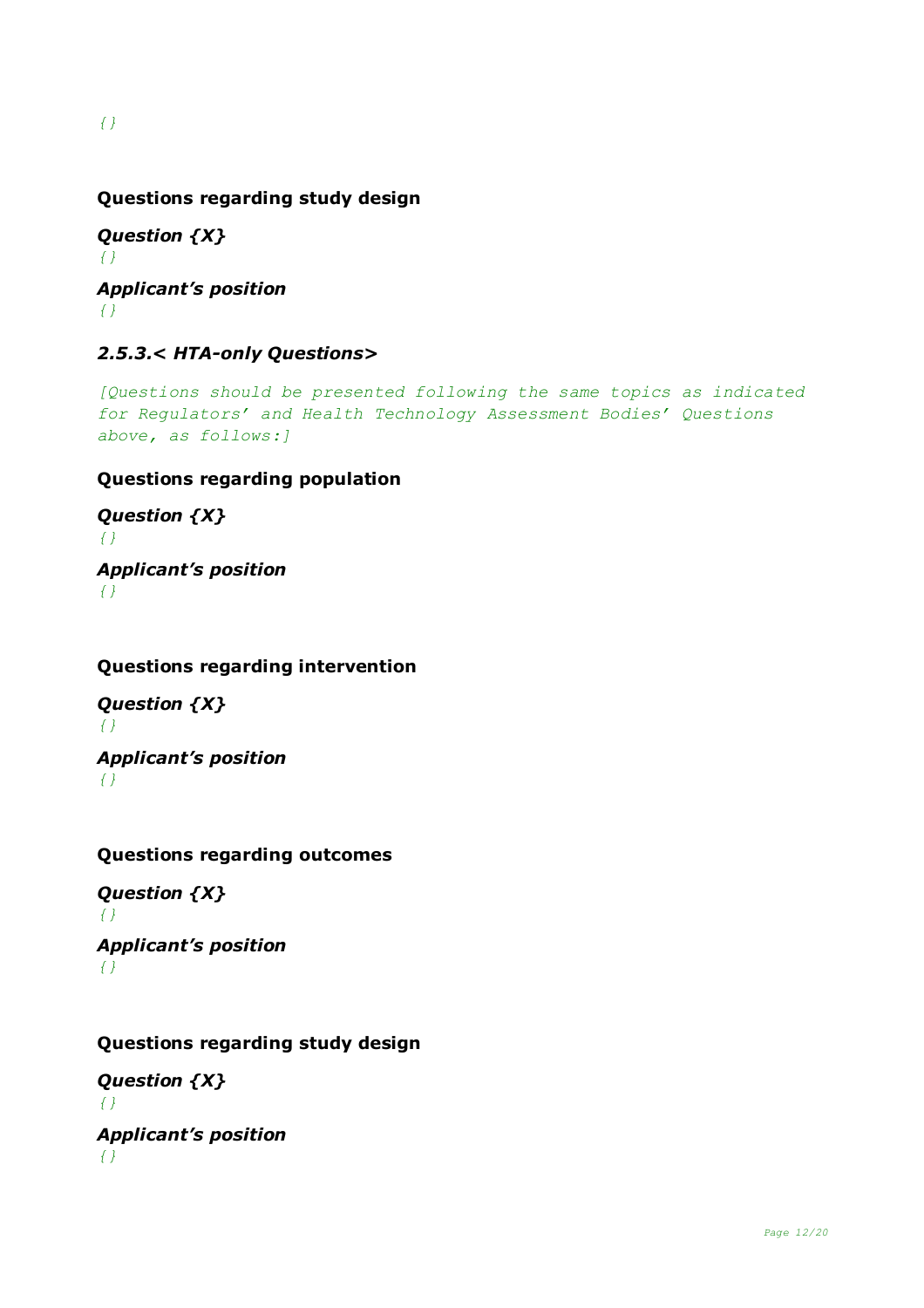*{}*

**Questions regarding study design**

***Question {X}***

*{}*

***Applicant's position***

*{}*

### *2.5.3.< HTA-only Questions>*

*[Questions should be presented following the same topics as indicated for Regulators' and Health Technology Assessment Bodies' Questions above, as follows:]*

**Questions regarding population**

***Question {X}***

*{}*

***Applicant's position***

*{}*

**Questions regarding intervention**

***Question {X}***

*{}*

***Applicant's position***

*{}*

**Questions regarding outcomes**

***Question {X}***

*{}*

***Applicant's position***

*{}*

**Questions regarding study design**

***Question {X}***

*{}*

***Applicant's position***

*{}*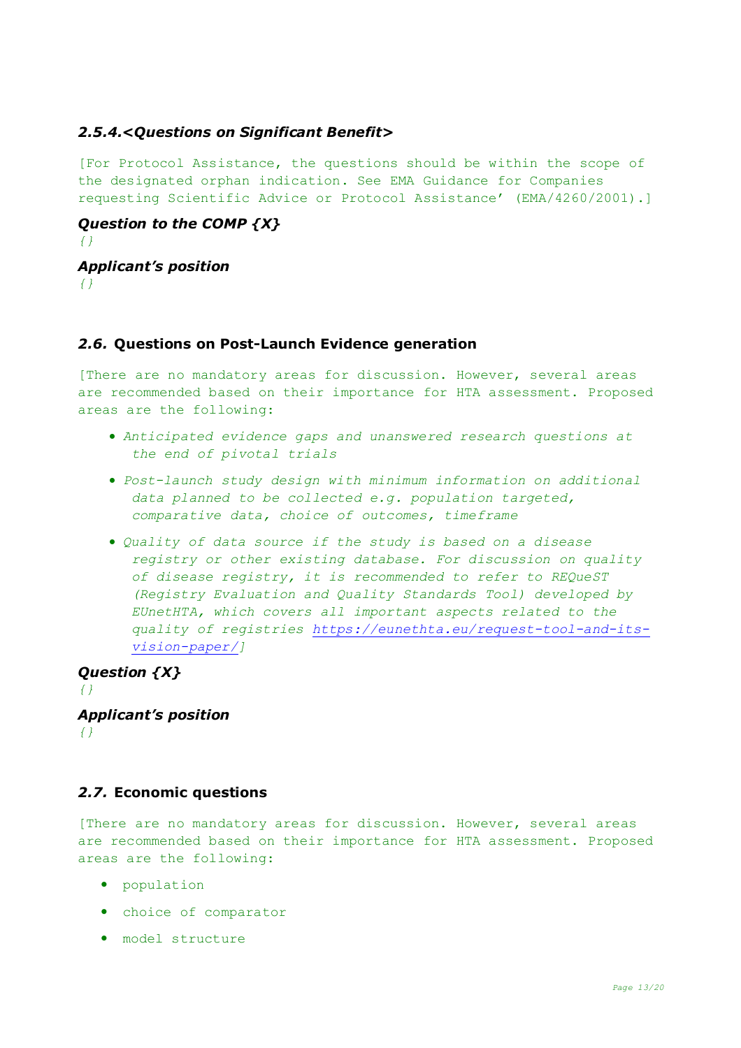### *2.5.4.<Questions on Significant Benefit>*

[For Protocol Assistance, the questions should be within the scope of the designated orphan indication. See EMA Guidance for Companies requesting Scientific Advice or Protocol Assistance' (EMA/4260/2001).]

***Question to the COMP {X}***

*{}*

***Applicant's position***

*{}*

### *2.6.* Questions on Post-Launch Evidence generation

[There are no mandatory areas for discussion. However, several areas are recommended based on their importance for HTA assessment. Proposed areas are the following:

- *Anticipated evidence gaps and unanswered research questions at the end of pivotal trials*
- *Post-launch study design with minimum information on additional data planned to be collected e.g. population targeted, comparative data, choice of outcomes, timeframe*
- *Quality of data source if the study is based on a disease registry or other existing database. For discussion on quality of disease registry, it is recommended to refer to REQueST (Registry Evaluation and Quality Standards Tool) developed by EUnetHTA, which covers all important aspects related to the quality of registries [https://eunethta.eu/request-tool-and-its-vision-paper/](https://eunethta.eu/request-tool-and-its-vision-paper/)*]

***Question {X}***

*{}*

***Applicant's position***

*{}*

### *2.7.* Economic questions

[There are no mandatory areas for discussion. However, several areas are recommended based on their importance for HTA assessment. Proposed areas are the following:

- population
- choice of comparator
- model structure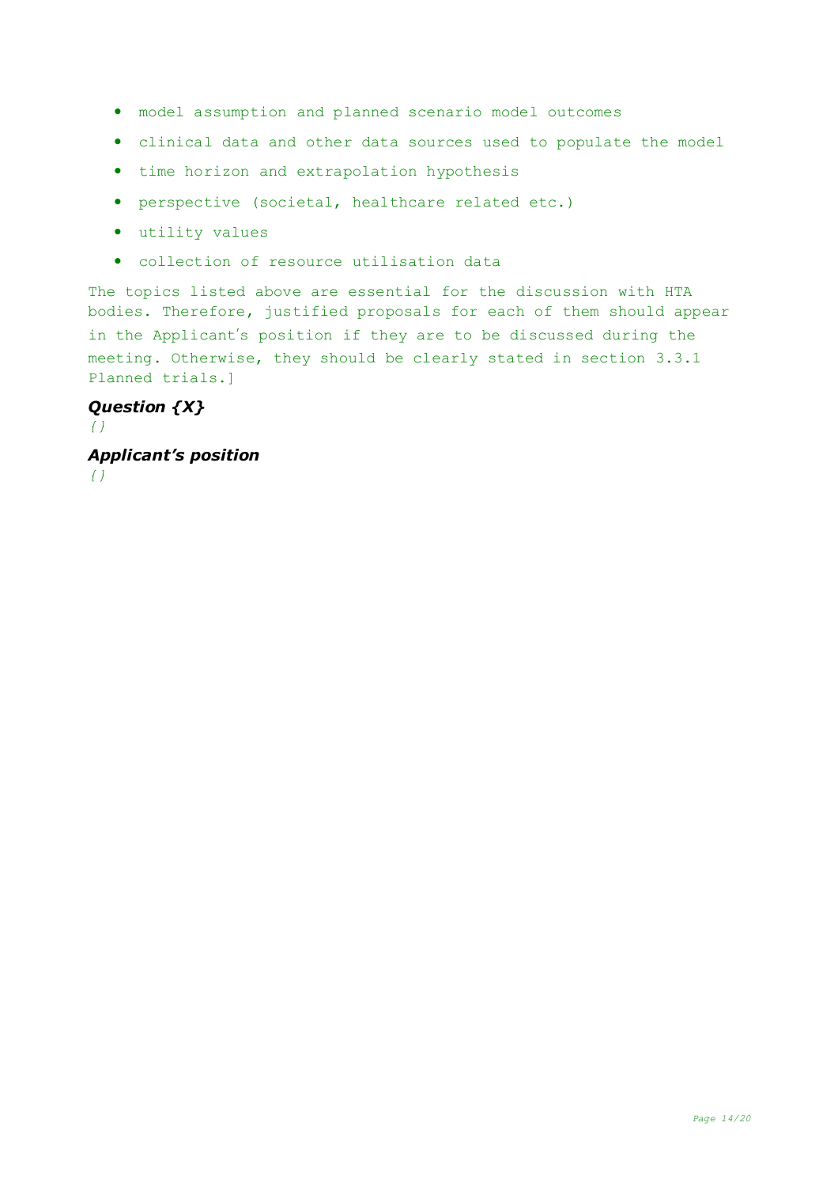- model assumption and planned scenario model outcomes
- clinical data and other data sources used to populate the model
- time horizon and extrapolation hypothesis
- perspective (societal, healthcare related etc.)
- utility values
- collection of resource utilisation data

The topics listed above are essential for the discussion with HTA bodies. Therefore, justified proposals for each of them should appear in the Applicant's position if they are to be discussed during the meeting. Otherwise, they should be clearly stated in section 3.3.1 Planned trials.]

***Question {X}***

*{}*

***Applicant's position***

*{}*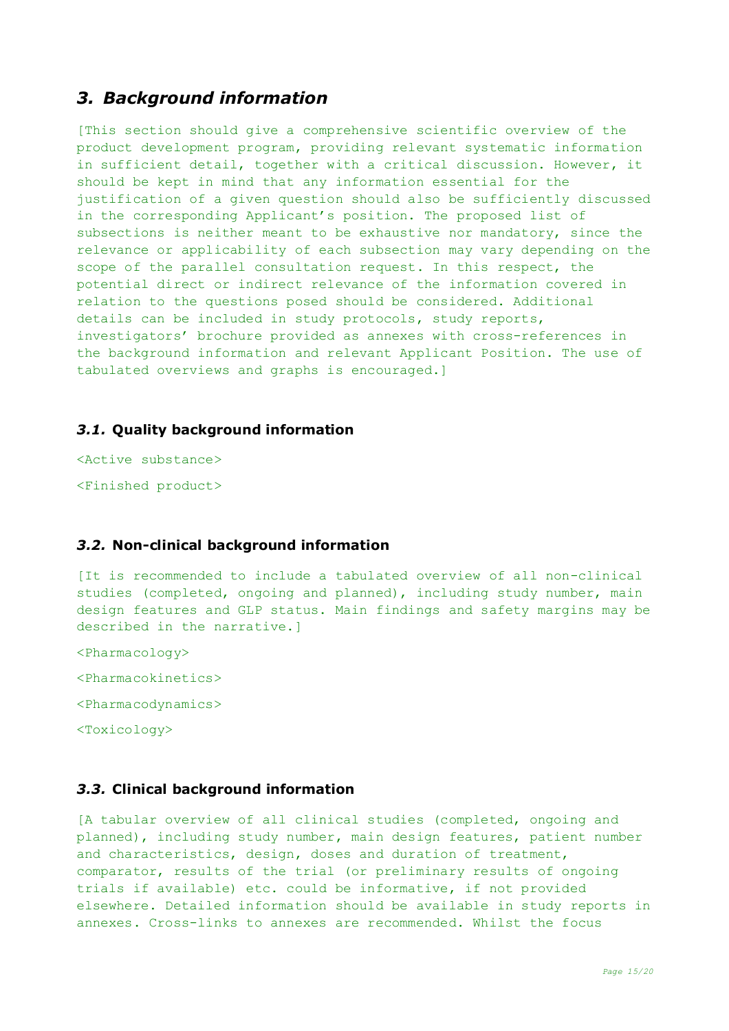## *3. Background information*

[This section should give a comprehensive scientific overview of the product development program, providing relevant systematic information in sufficient detail, together with a critical discussion. However, it should be kept in mind that any information essential for the justification of a given question should also be sufficiently discussed in the corresponding Applicant's position. The proposed list of subsections is neither meant to be exhaustive nor mandatory, since the relevance or applicability of each subsection may vary depending on the scope of the parallel consultation request. In this respect, the potential direct or indirect relevance of the information covered in relation to the questions posed should be considered. Additional details can be included in study protocols, study reports, investigators' brochure provided as annexes with cross-references in the background information and relevant Applicant Position. The use of tabulated overviews and graphs is encouraged.]

### *3.1.* Quality background information

<Active substance>

<Finished product>

### *3.2.* Non-clinical background information

[It is recommended to include a tabulated overview of all non-clinical studies (completed, ongoing and planned), including study number, main design features and GLP status. Main findings and safety margins may be described in the narrative.]

<Pharmacology>

<Pharmacokinetics>

<Pharmacodynamics>

<Toxicology>

### *3.3.* Clinical background information

[A tabular overview of all clinical studies (completed, ongoing and planned), including study number, main design features, patient number and characteristics, design, doses and duration of treatment, comparator, results of the trial (or preliminary results of ongoing trials if available) etc. could be informative, if not provided elsewhere. Detailed information should be available in study reports in annexes. Cross-links to annexes are recommended. Whilst the focus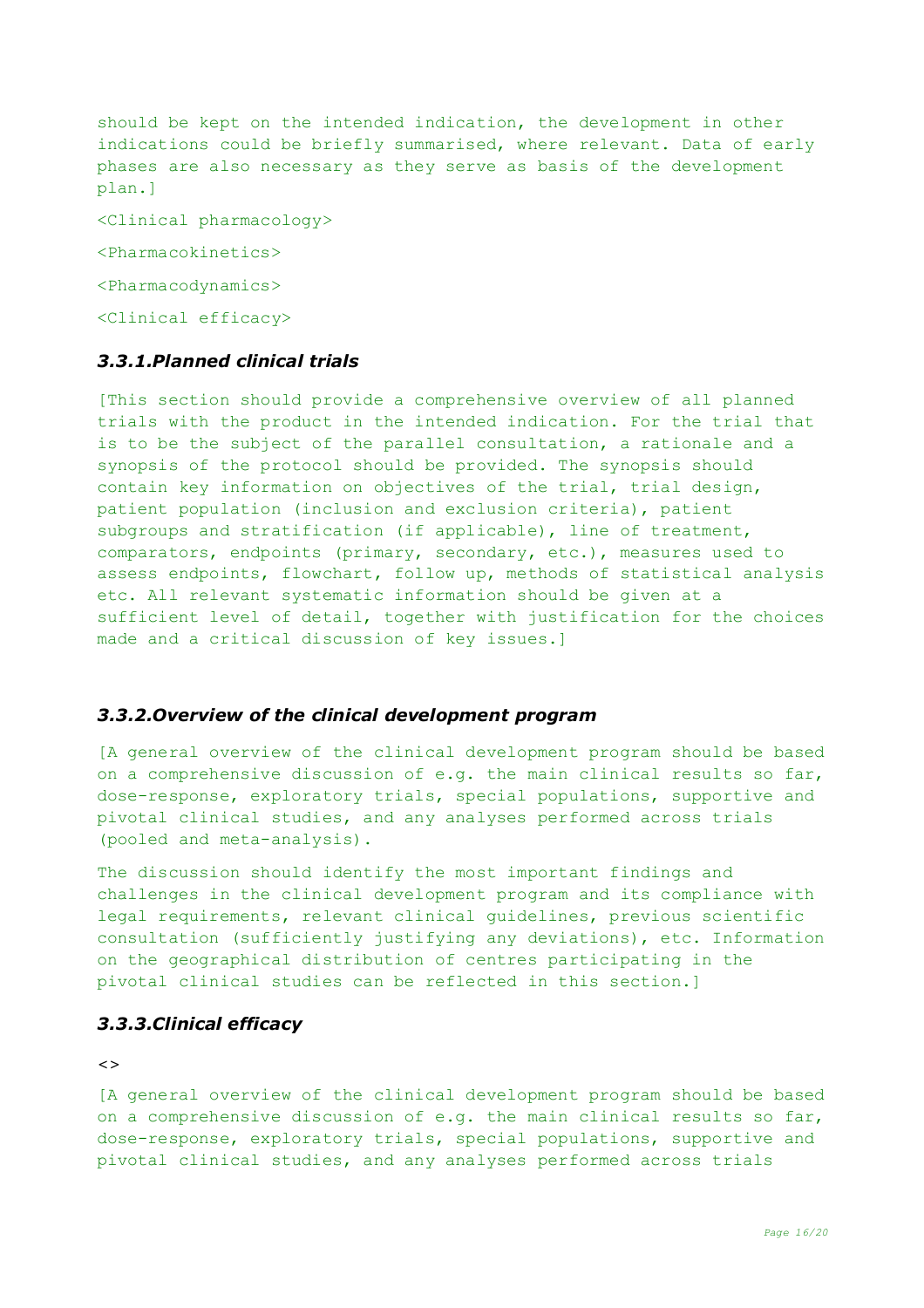should be kept on the intended indication, the development in other indications could be briefly summarised, where relevant. Data of early phases are also necessary as they serve as basis of the development plan.]

<Clinical pharmacology>

<Pharmacokinetics>

<Pharmacodynamics>

<Clinical efficacy>

### *3.3.1.Planned clinical trials*

[This section should provide a comprehensive overview of all planned trials with the product in the intended indication. For the trial that is to be the subject of the parallel consultation, a rationale and a synopsis of the protocol should be provided. The synopsis should contain key information on objectives of the trial, trial design, patient population (inclusion and exclusion criteria), patient subgroups and stratification (if applicable), line of treatment, comparators, endpoints (primary, secondary, etc.), measures used to assess endpoints, flowchart, follow up, methods of statistical analysis etc. All relevant systematic information should be given at a sufficient level of detail, together with justification for the choices made and a critical discussion of key issues.]

### *3.3.2.Overview of the clinical development program*

[A general overview of the clinical development program should be based on a comprehensive discussion of e.g. the main clinical results so far, dose-response, exploratory trials, special populations, supportive and pivotal clinical studies, and any analyses performed across trials (pooled and meta-analysis).

The discussion should identify the most important findings and challenges in the clinical development program and its compliance with legal requirements, relevant clinical guidelines, previous scientific consultation (sufficiently justifying any deviations), etc. Information on the geographical distribution of centres participating in the pivotal clinical studies can be reflected in this section.]

### *3.3.3.Clinical efficacy*

<>

[A general overview of the clinical development program should be based on a comprehensive discussion of e.g. the main clinical results so far, dose-response, exploratory trials, special populations, supportive and pivotal clinical studies, and any analyses performed across trials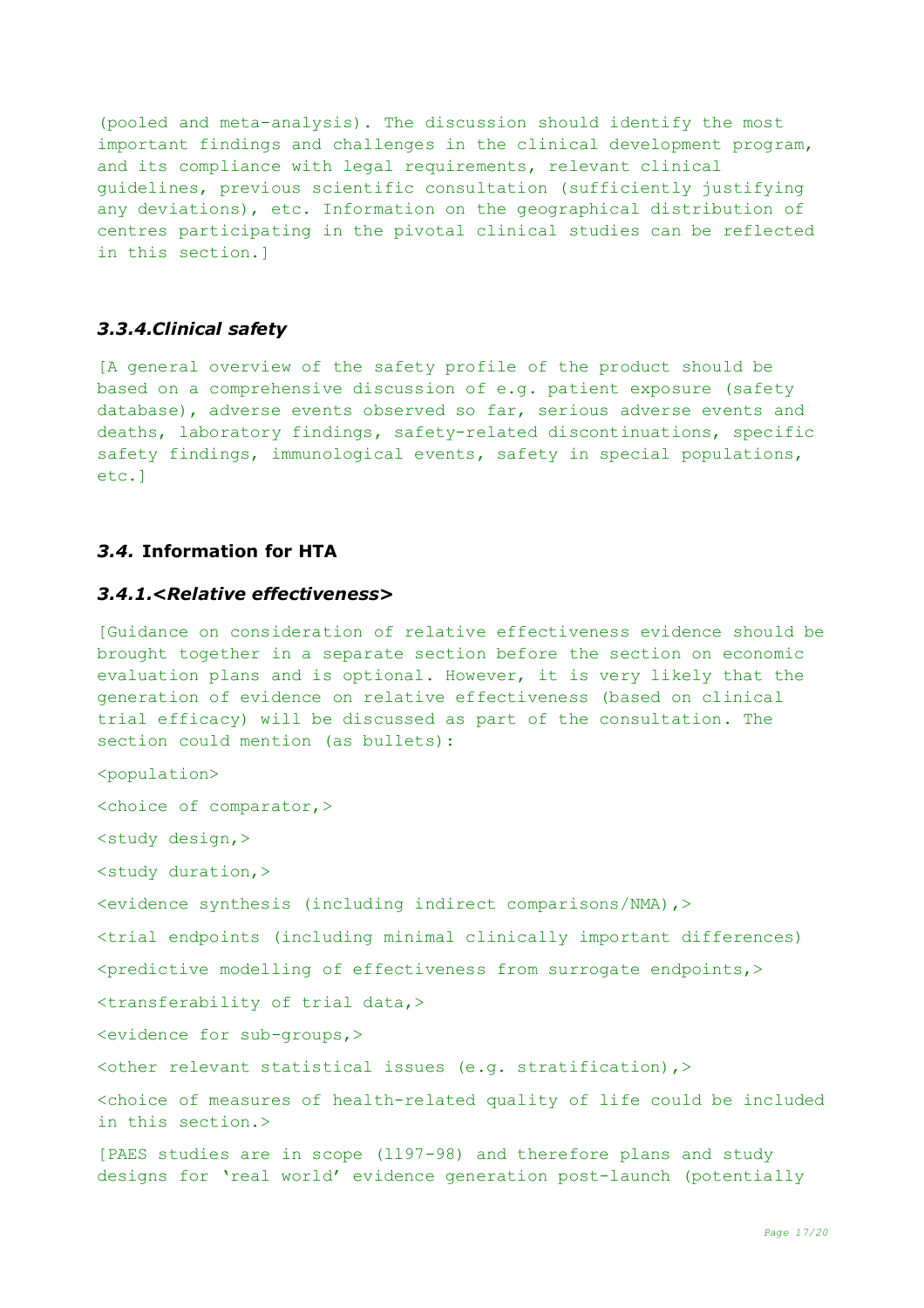(pooled and meta-analysis). The discussion should identify the most important findings and challenges in the clinical development program, and its compliance with legal requirements, relevant clinical guidelines, previous scientific consultation (sufficiently justifying any deviations), etc. Information on the geographical distribution of centres participating in the pivotal clinical studies can be reflected in this section.]

### *3.3.4.Clinical safety*

[A general overview of the safety profile of the product should be based on a comprehensive discussion of e.g. patient exposure (safety database), adverse events observed so far, serious adverse events and deaths, laboratory findings, safety-related discontinuations, specific safety findings, immunological events, safety in special populations, etc.]

## *3.4.* Information for HTA

### *3.4.1.<Relative effectiveness>*

[Guidance on consideration of relative effectiveness evidence should be brought together in a separate section before the section on economic evaluation plans and is optional. However, it is very likely that the generation of evidence on relative effectiveness (based on clinical trial efficacy) will be discussed as part of the consultation. The section could mention (as bullets):

<population>

<choice of comparator,>

<study design,>

<study duration,>

<evidence synthesis (including indirect comparisons/NMA),>

<trial endpoints (including minimal clinically important differences)

<predictive modelling of effectiveness from surrogate endpoints,>

<transferability of trial data,>

<evidence for sub-groups,>

<other relevant statistical issues (e.g. stratification),>

<choice of measures of health-related quality of life could be included in this section.>

[PAES studies are in scope (ll97-98) and therefore plans and study designs for 'real world' evidence generation post-launch (potentially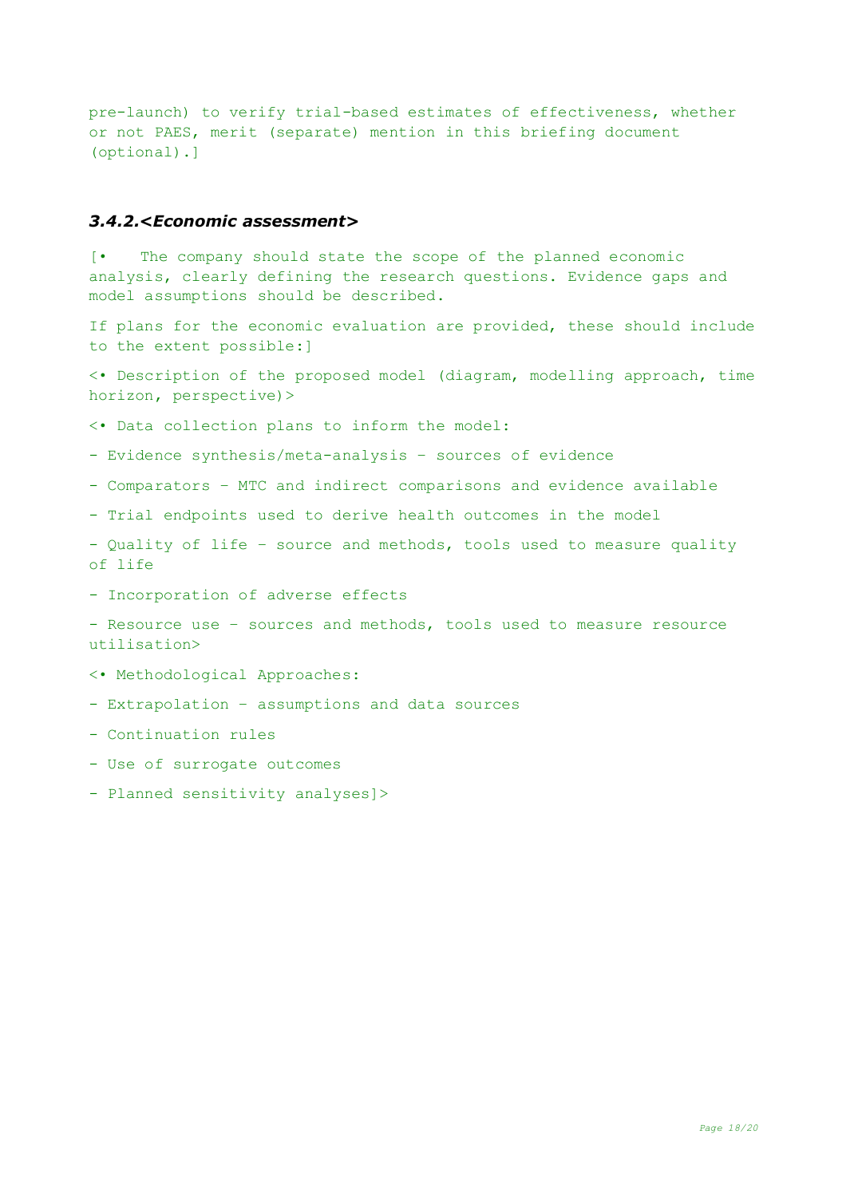pre-launch) to verify trial-based estimates of effectiveness, whether or not PAES, merit (separate) mention in this briefing document (optional).]

### *3.4.2.<Economic assessment>*

[• The company should state the scope of the planned economic analysis, clearly defining the research questions. Evidence gaps and model assumptions should be described.

If plans for the economic evaluation are provided, these should include to the extent possible:]

<• Description of the proposed model (diagram, modelling approach, time horizon, perspective)>

<• Data collection plans to inform the model:

- Evidence synthesis/meta-analysis – sources of evidence

- Comparators – MTC and indirect comparisons and evidence available

- Trial endpoints used to derive health outcomes in the model

- Quality of life – source and methods, tools used to measure quality of life

- Incorporation of adverse effects

- Resource use – sources and methods, tools used to measure resource utilisation>

<• Methodological Approaches:

- Extrapolation – assumptions and data sources

- Continuation rules

- Use of surrogate outcomes

- Planned sensitivity analyses]>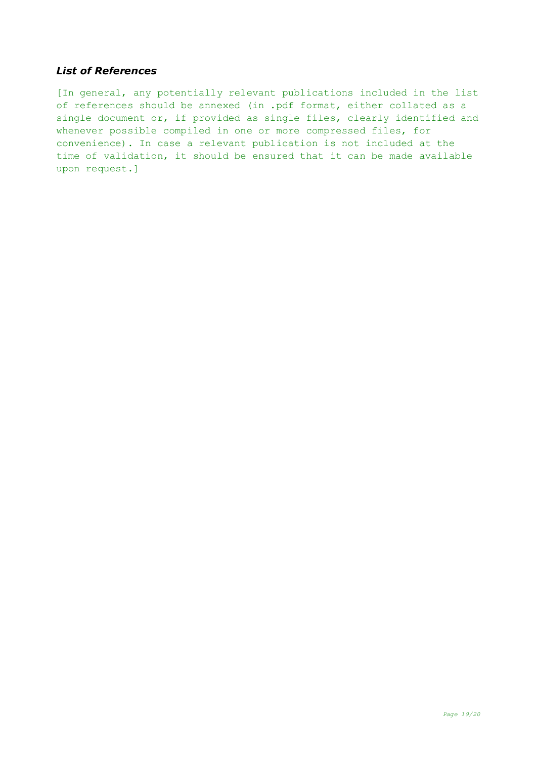### *List of References*

[In general, any potentially relevant publications included in the list of references should be annexed (in .pdf format, either collated as a single document or, if provided as single files, clearly identified and whenever possible compiled in one or more compressed files, for convenience). In case a relevant publication is not included at the time of validation, it should be ensured that it can be made available upon request.]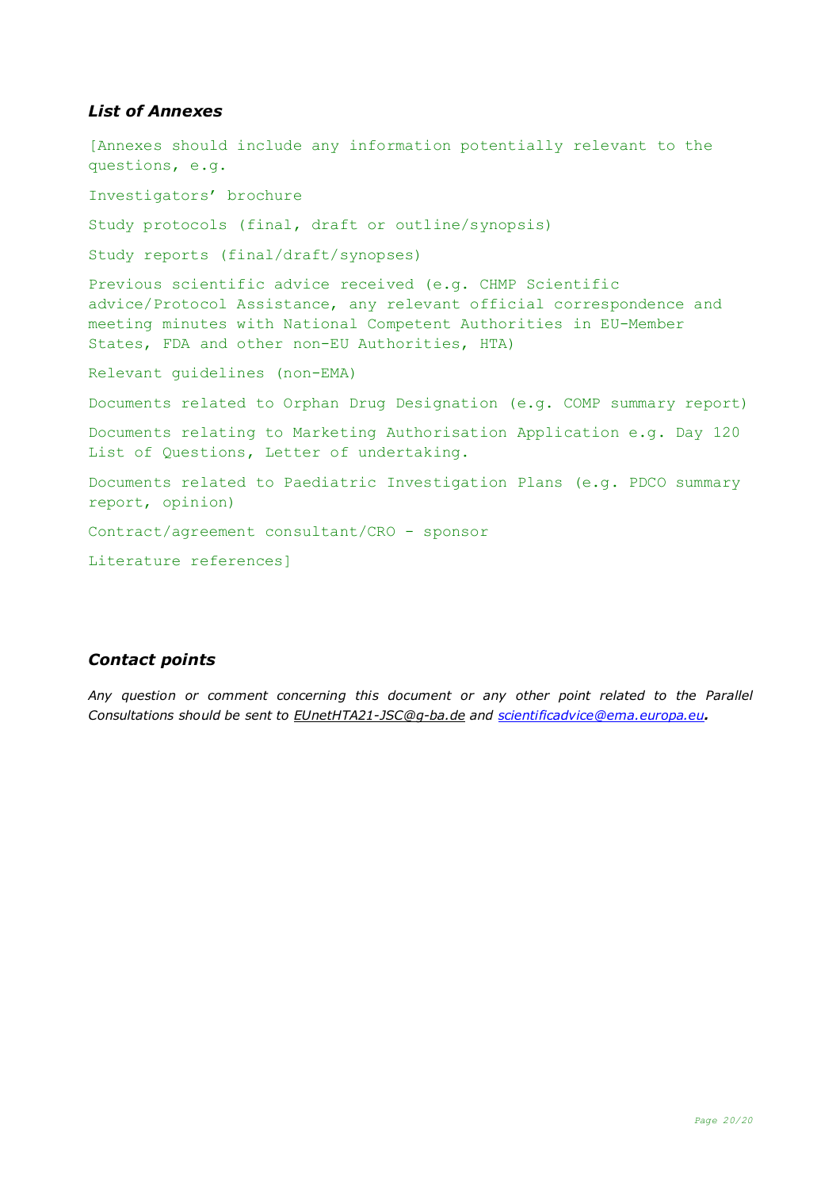### *List of Annexes*

[Annexes should include any information potentially relevant to the questions, e.g.

Investigators' brochure

Study protocols (final, draft or outline/synopsis)

Study reports (final/draft/synopses)

Previous scientific advice received (e.g. CHMP Scientific advice/Protocol Assistance, any relevant official correspondence and meeting minutes with National Competent Authorities in EU-Member States, FDA and other non-EU Authorities, HTA)

Relevant guidelines (non-EMA)

Documents related to Orphan Drug Designation (e.g. COMP summary report)

Documents relating to Marketing Authorisation Application e.g. Day 120 List of Questions, Letter of undertaking.

Documents related to Paediatric Investigation Plans (e.g. PDCO summary report, opinion)

Contract/agreement consultant/CRO - sponsor

Literature references]

### *Contact points*

*Any question or comment concerning this document or any other point related to the Parallel Consultations should be sent to EUnetHTA21-JSC@g-ba.de and scientificadvice@ema.europa.eu.*